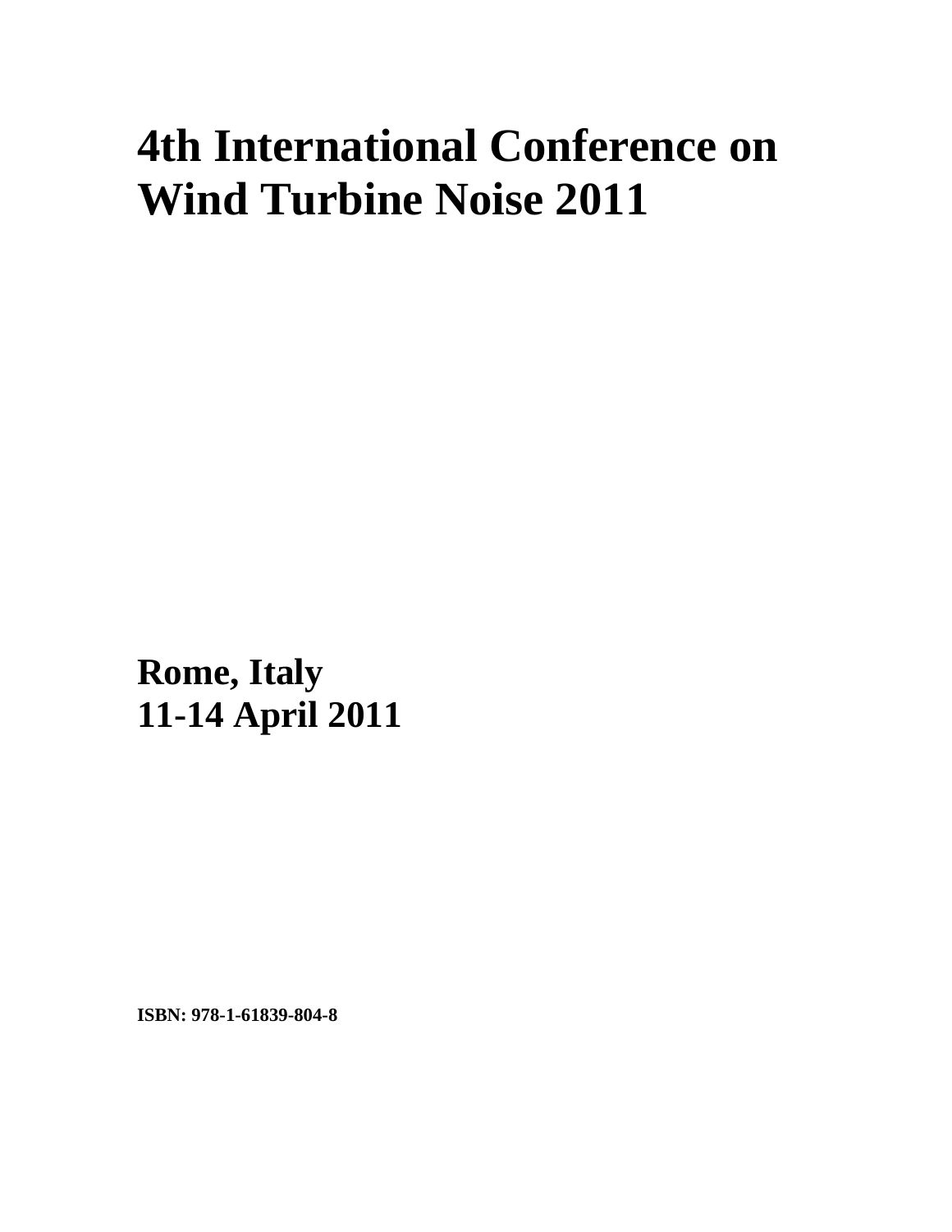# 4th International Conference on Wind Turbine Noise 2011

**Rome, Italy**
**11-14 April 2011**

**ISBN: 978-1-61839-804-8**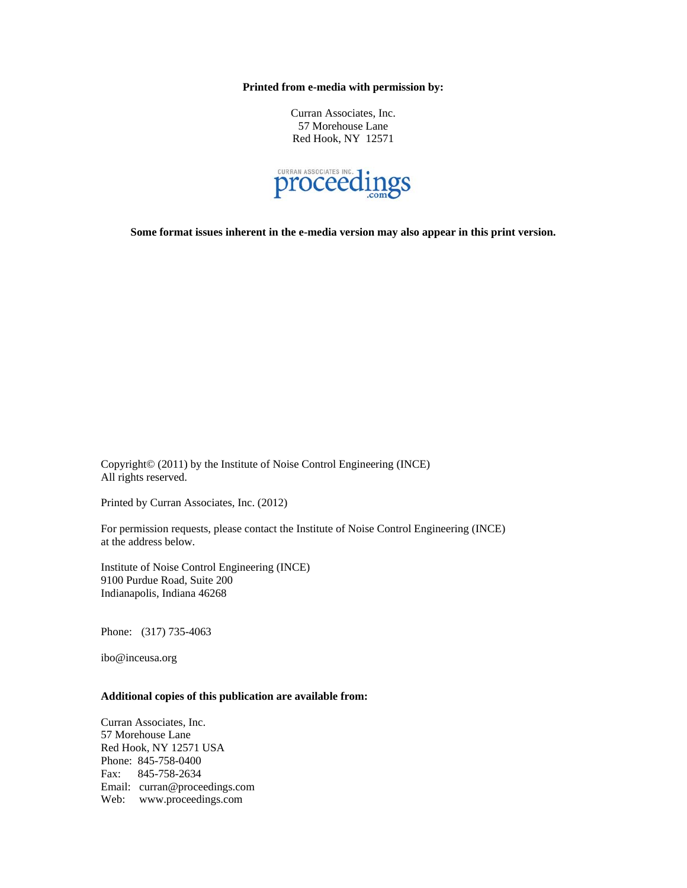**Printed from e-media with permission by:**

Curran Associates, Inc.
57 Morehouse Lane
Red Hook, NY 12571

CURRAN ASSOCIATES INC. proceedings .com

**Some format issues inherent in the e-media version may also appear in this print version.**

Copyright© (2011) by the Institute of Noise Control Engineering (INCE)
All rights reserved.

Printed by Curran Associates, Inc. (2012)

For permission requests, please contact the Institute of Noise Control Engineering (INCE) at the address below.

Institute of Noise Control Engineering (INCE)
9100 Purdue Road, Suite 200
Indianapolis, Indiana 46268

Phone: (317) 735-4063

ibo@inceusa.org

**Additional copies of this publication are available from:**

Curran Associates, Inc.
57 Morehouse Lane
Red Hook, NY 12571 USA
Phone: 845-758-0400
Fax: 845-758-2634
Email: curran@proceedings.com
Web: www.proceedings.com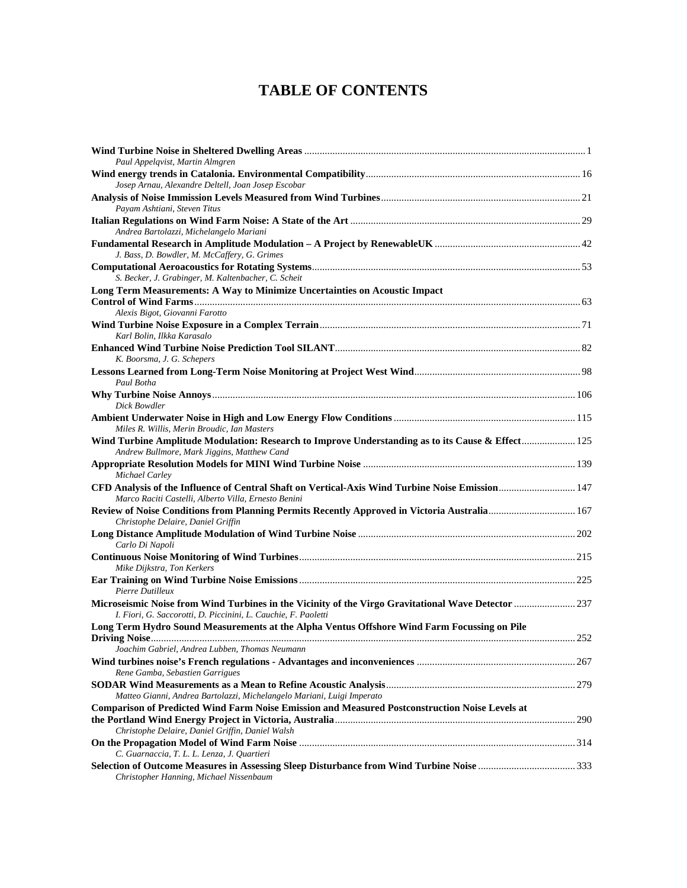# TABLE OF CONTENTS

**Wind Turbine Noise in Sheltered Dwelling Areas** ........................................ 1
*Paul Appelqvist, Martin Almgren*

**Wind energy trends in Catalonia. Environmental Compatibility** ........................................ 16
*Josep Arnau, Alexandre Deltell, Joan Josep Escobar*

**Analysis of Noise Immission Levels Measured from Wind Turbines** ........................................ 21
*Payam Ashtiani, Steven Titus*

**Italian Regulations on Wind Farm Noise: A State of the Art** ........................................ 29
*Andrea Bartolazzi, Michelangelo Mariani*

**Fundamental Research in Amplitude Modulation – A Project by RenewableUK** ........................................ 42
*J. Bass, D. Bowdler, M. McCaffery, G. Grimes*

**Computational Aeroacoustics for Rotating Systems** ........................................ 53
*S. Becker, J. Grabinger, M. Kaltenbacher, C. Scheit*

**Long Term Measurements: A Way to Minimize Uncertainties on Acoustic Impact Control of Wind Farms** ........................................ 63
*Alexis Bigot, Giovanni Farotto*

**Wind Turbine Noise Exposure in a Complex Terrain** ........................................ 71
*Karl Bolin, Ilkka Karasalo*

**Enhanced Wind Turbine Noise Prediction Tool SILANT** ........................................ 82
*K. Boorsma, J. G. Schepers*

**Lessons Learned from Long-Term Noise Monitoring at Project West Wind** ........................................ 98
*Paul Botha*

**Why Turbine Noise Annoys** ........................................ 106
*Dick Bowdler*

**Ambient Underwater Noise in High and Low Energy Flow Conditions** ........................................ 115
*Miles R. Willis, Merin Broudic, Ian Masters*

**Wind Turbine Amplitude Modulation: Research to Improve Understanding as to its Cause & Effect** ........................................ 125
*Andrew Bullmore, Mark Jiggins, Matthew Cand*

**Appropriate Resolution Models for MINI Wind Turbine Noise** ........................................ 139
*Michael Carley*

**CFD Analysis of the Influence of Central Shaft on Vertical-Axis Wind Turbine Noise Emission** ........................................ 147
*Marco Raciti Castelli, Alberto Villa, Ernesto Benini*

**Review of Noise Conditions from Planning Permits Recently Approved in Victoria Australia** ........................................ 167
*Christophe Delaire, Daniel Griffin*

**Long Distance Amplitude Modulation of Wind Turbine Noise** ........................................ 202
*Carlo Di Napoli*

**Continuous Noise Monitoring of Wind Turbines** ........................................ 215
*Mike Dijkstra, Ton Kerkers*

**Ear Training on Wind Turbine Noise Emissions** ........................................ 225
*Pierre Dutilleux*

**Microseismic Noise from Wind Turbines in the Vicinity of the Virgo Gravitational Wave Detector** ........................................ 237
*I. Fiori, G. Saccorotti, D. Piccinini, L. Cauchie, F. Paoletti*

**Long Term Hydro Sound Measurements at the Alpha Ventus Offshore Wind Farm Focussing on Pile Driving Noise** ........................................ 252
*Joachim Gabriel, Andrea Lubben, Thomas Neumann*

**Wind turbines noise's French regulations - Advantages and inconveniences** ........................................ 267
*Rene Gamba, Sebastien Garrigues*

**SODAR Wind Measurements as a Mean to Refine Acoustic Analysis** ........................................ 279
*Matteo Gianni, Andrea Bartolazzi, Michelangelo Mariani, Luigi Imperato*

**Comparison of Predicted Wind Farm Noise Emission and Measured Postconstruction Noise Levels at the Portland Wind Energy Project in Victoria, Australia** ........................................ 290
*Christophe Delaire, Daniel Griffin, Daniel Walsh*

**On the Propagation Model of Wind Farm Noise** ........................................ 314
*C. Guarnaccia, T. L. L. Lenza, J. Quartieri*

**Selection of Outcome Measures in Assessing Sleep Disturbance from Wind Turbine Noise** ........................................ 333
*Christopher Hanning, Michael Nissenbaum*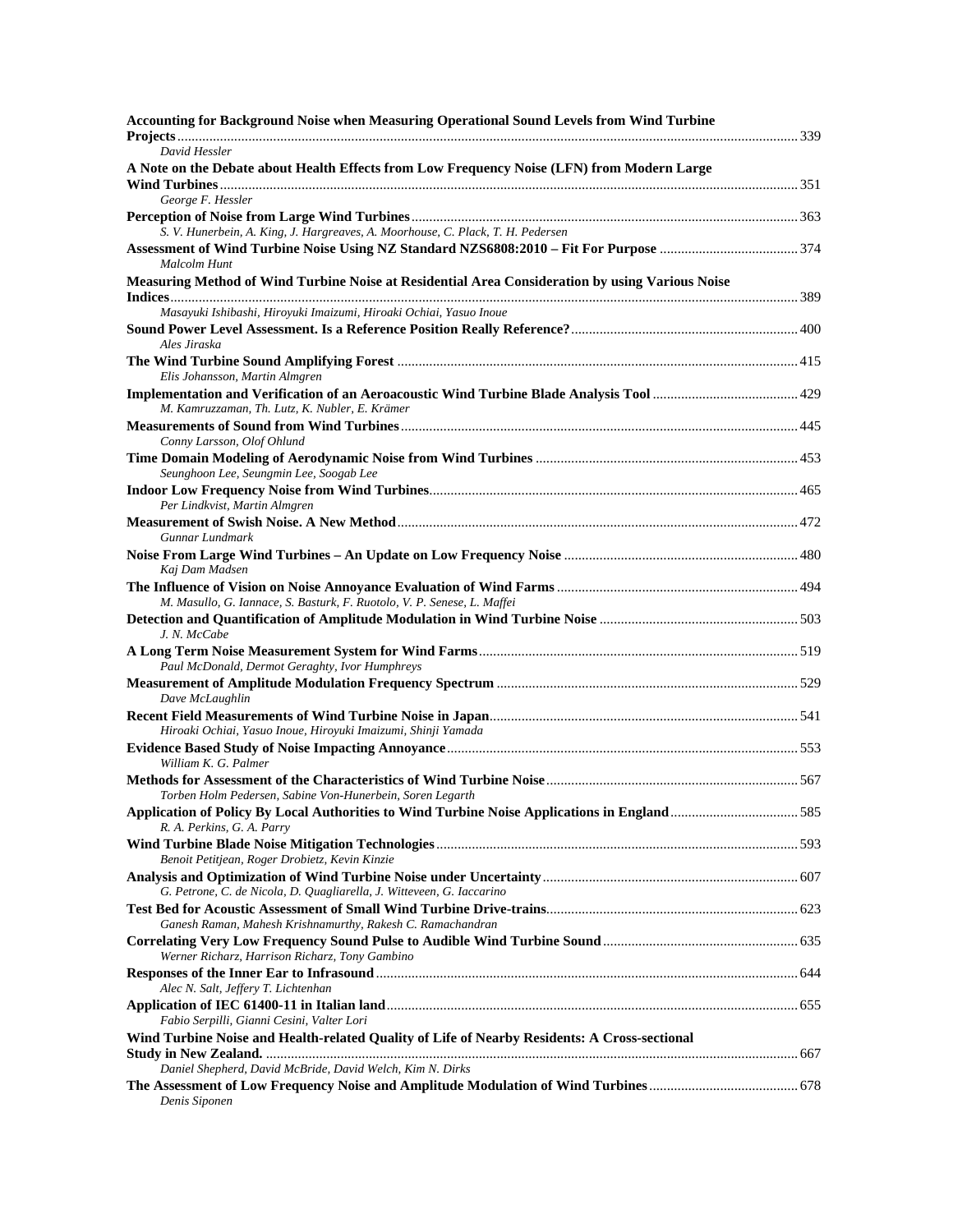**Accounting for Background Noise when Measuring Operational Sound Levels from Wind Turbine Projects** ........ 339
*David Hessler*

**A Note on the Debate about Health Effects from Low Frequency Noise (LFN) from Modern Large Wind Turbines** ........ 351
*George F. Hessler*

**Perception of Noise from Large Wind Turbines** ........ 363
*S. V. Hunerbein, A. King, J. Hargreaves, A. Moorhouse, C. Plack, T. H. Pedersen*

**Assessment of Wind Turbine Noise Using NZ Standard NZS6808:2010 – Fit For Purpose** ........ 374
*Malcolm Hunt*

**Measuring Method of Wind Turbine Noise at Residential Area Consideration by using Various Noise Indices** ........ 389
*Masayuki Ishibashi, Hiroyuki Imaizumi, Hiroaki Ochiai, Yasuo Inoue*

**Sound Power Level Assessment. Is a Reference Position Really Reference?** ........ 400
*Ales Jiraska*

**The Wind Turbine Sound Amplifying Forest** ........ 415
*Elis Johansson, Martin Almgren*

**Implementation and Verification of an Aeroacoustic Wind Turbine Blade Analysis Tool** ........ 429
*M. Kamruzzaman, Th. Lutz, K. Nubler, E. Krämer*

**Measurements of Sound from Wind Turbines** ........ 445
*Conny Larsson, Olof Ohlund*

**Time Domain Modeling of Aerodynamic Noise from Wind Turbines** ........ 453
*Seunghoon Lee, Seungmin Lee, Soogab Lee*

**Indoor Low Frequency Noise from Wind Turbines** ........ 465
*Per Lindkvist, Martin Almgren*

**Measurement of Swish Noise. A New Method** ........ 472
*Gunnar Lundmark*

**Noise From Large Wind Turbines – An Update on Low Frequency Noise** ........ 480
*Kaj Dam Madsen*

**The Influence of Vision on Noise Annoyance Evaluation of Wind Farms** ........ 494
*M. Masullo, G. Iannace, S. Basturk, F. Ruotolo, V. P. Senese, L. Maffei*

**Detection and Quantification of Amplitude Modulation in Wind Turbine Noise** ........ 503
*J. N. McCabe*

**A Long Term Noise Measurement System for Wind Farms** ........ 519
*Paul McDonald, Dermot Geraghty, Ivor Humphreys*

**Measurement of Amplitude Modulation Frequency Spectrum** ........ 529
*Dave McLaughlin*

**Recent Field Measurements of Wind Turbine Noise in Japan** ........ 541
*Hiroaki Ochiai, Yasuo Inoue, Hiroyuki Imaizumi, Shinji Yamada*

**Evidence Based Study of Noise Impacting Annoyance** ........ 553
*William K. G. Palmer*

**Methods for Assessment of the Characteristics of Wind Turbine Noise** ........ 567
*Torben Holm Pedersen, Sabine Von-Hunerbein, Soren Legarth*

**Application of Policy By Local Authorities to Wind Turbine Noise Applications in England** ........ 585
*R. A. Perkins, G. A. Parry*

**Wind Turbine Blade Noise Mitigation Technologies** ........ 593
*Benoit Petitjean, Roger Drobietz, Kevin Kinzie*

**Analysis and Optimization of Wind Turbine Noise under Uncertainty** ........ 607
*G. Petrone, C. de Nicola, D. Quagliarella, J. Witteveen, G. Iaccarino*

**Test Bed for Acoustic Assessment of Small Wind Turbine Drive-trains** ........ 623
*Ganesh Raman, Mahesh Krishnamurthy, Rakesh C. Ramachandran*

**Correlating Very Low Frequency Sound Pulse to Audible Wind Turbine Sound** ........ 635
*Werner Richarz, Harrison Richarz, Tony Gambino*

**Responses of the Inner Ear to Infrasound** ........ 644
*Alec N. Salt, Jeffery T. Lichtenhan*

**Application of IEC 61400-11 in Italian land** ........ 655
*Fabio Serpilli, Gianni Cesini, Valter Lori*

**Wind Turbine Noise and Health-related Quality of Life of Nearby Residents: A Cross-sectional Study in New Zealand.** ........ 667
*Daniel Shepherd, David McBride, David Welch, Kim N. Dirks*

**The Assessment of Low Frequency Noise and Amplitude Modulation of Wind Turbines** ........ 678
*Denis Siponen*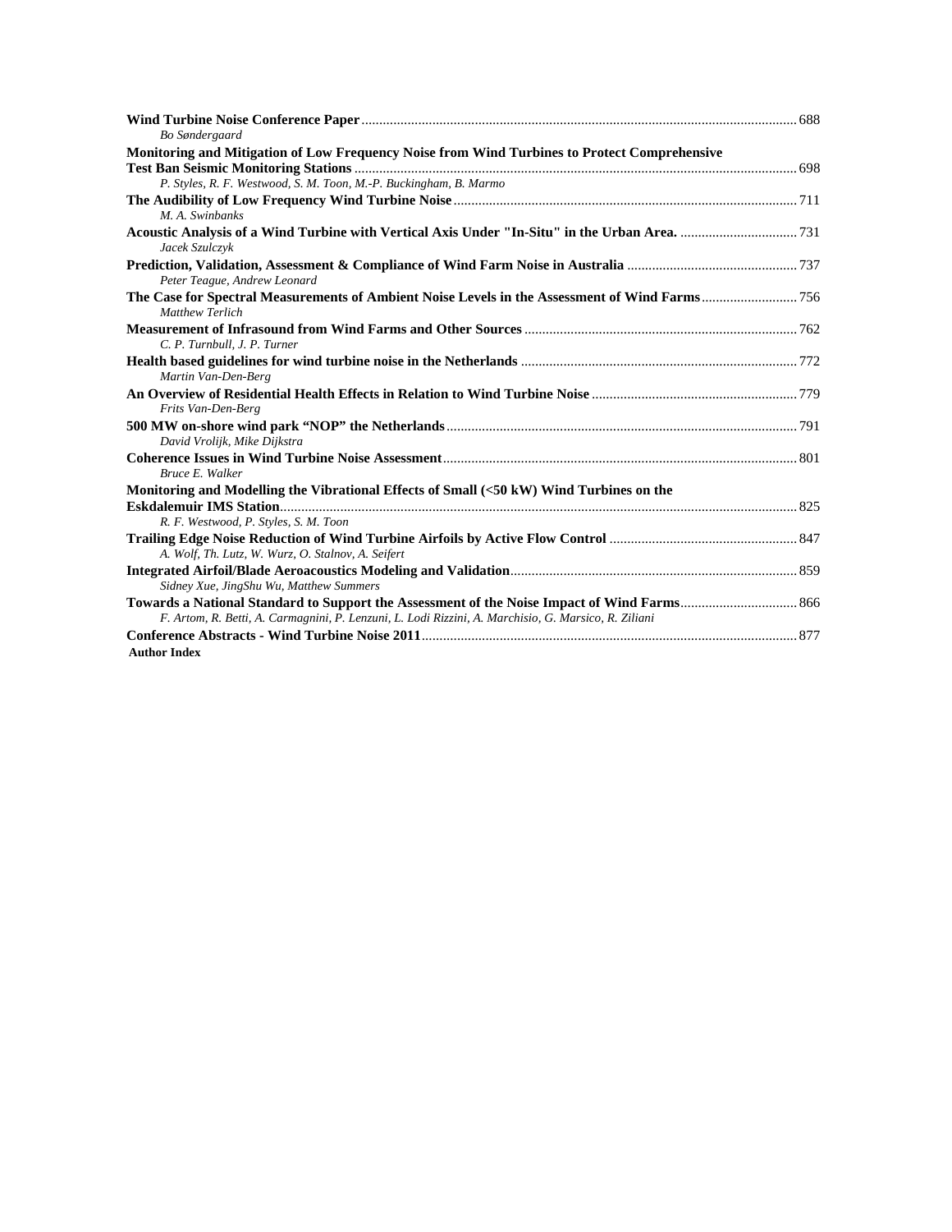**Wind Turbine Noise Conference Paper** ............ 688
*Bo Søndergaard*

**Monitoring and Mitigation of Low Frequency Noise from Wind Turbines to Protect Comprehensive Test Ban Seismic Monitoring Stations** ............ 698
*P. Styles, R. F. Westwood, S. M. Toon, M.-P. Buckingham, B. Marmo*

**The Audibility of Low Frequency Wind Turbine Noise** ............ 711
*M. A. Swinbanks*

**Acoustic Analysis of a Wind Turbine with Vertical Axis Under "In-Situ" in the Urban Area.** ............ 731
*Jacek Szulczyk*

**Prediction, Validation, Assessment & Compliance of Wind Farm Noise in Australia** ............ 737
*Peter Teague, Andrew Leonard*

**The Case for Spectral Measurements of Ambient Noise Levels in the Assessment of Wind Farms** ............ 756
*Matthew Terlich*

**Measurement of Infrasound from Wind Farms and Other Sources** ............ 762
*C. P. Turnbull, J. P. Turner*

**Health based guidelines for wind turbine noise in the Netherlands** ............ 772
*Martin Van-Den-Berg*

**An Overview of Residential Health Effects in Relation to Wind Turbine Noise** ............ 779
*Frits Van-Den-Berg*

**500 MW on-shore wind park "NOP" the Netherlands** ............ 791
*David Vrolijk, Mike Dijkstra*

**Coherence Issues in Wind Turbine Noise Assessment** ............ 801
*Bruce E. Walker*

**Monitoring and Modelling the Vibrational Effects of Small (<50 kW) Wind Turbines on the Eskdalemuir IMS Station** ............ 825
*R. F. Westwood, P. Styles, S. M. Toon*

**Trailing Edge Noise Reduction of Wind Turbine Airfoils by Active Flow Control** ............ 847
*A. Wolf, Th. Lutz, W. Wurz, O. Stalnov, A. Seifert*

**Integrated Airfoil/Blade Aeroacoustics Modeling and Validation** ............ 859
*Sidney Xue, JingShu Wu, Matthew Summers*

**Towards a National Standard to Support the Assessment of the Noise Impact of Wind Farms** ............ 866
*F. Artom, R. Betti, A. Carmagnini, P. Lenzuni, L. Lodi Rizzini, A. Marchisio, G. Marsico, R. Ziliani*

**Conference Abstracts - Wind Turbine Noise 2011** ............ 877

**Author Index**